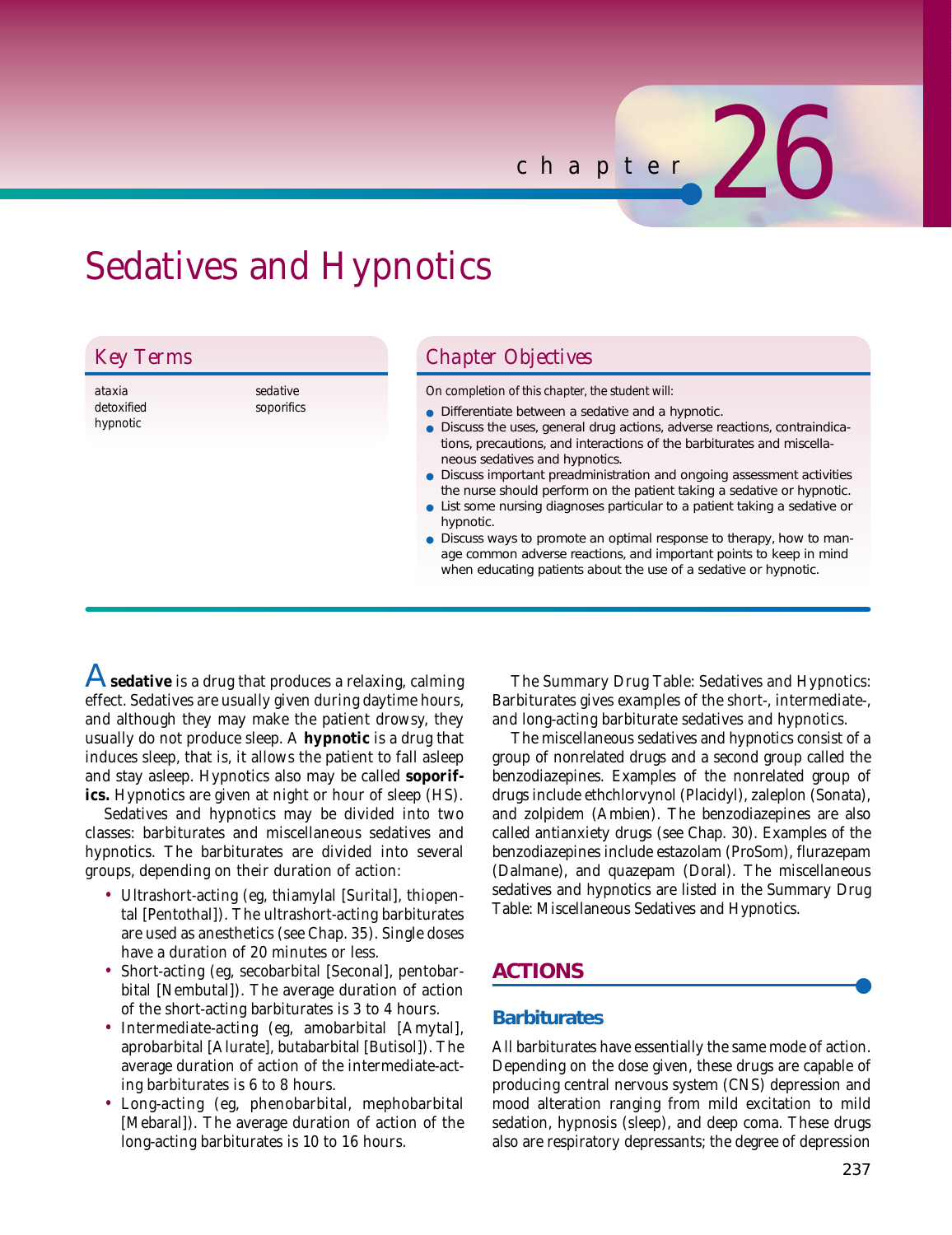chapter 26

# Sedatives and Hypnotics

## Key Terms

ataxia
detoxified
hypnotic
sedative
soporifics

## Chapter Objectives

On completion of this chapter, the student will:

- Differentiate between a sedative and a hypnotic.
- Discuss the uses, general drug actions, adverse reactions, contraindications, precautions, and interactions of the barbiturates and miscellaneous sedatives and hypnotics.
- Discuss important preadministration and ongoing assessment activities the nurse should perform on the patient taking a sedative or hypnotic.
- List some nursing diagnoses particular to a patient taking a sedative or hypnotic.
- Discuss ways to promote an optimal response to therapy, how to manage common adverse reactions, and important points to keep in mind when educating patients about the use of a sedative or hypnotic.

A **sedative** is a drug that produces a relaxing, calming effect. Sedatives are usually given during daytime hours, and although they may make the patient drowsy, they usually do not produce sleep. A **hypnotic** is a drug that induces sleep, that is, it allows the patient to fall asleep and stay asleep. Hypnotics also may be called **soporifics.** Hypnotics are given at night or hour of sleep (HS).

Sedatives and hypnotics may be divided into two classes: barbiturates and miscellaneous sedatives and hypnotics. The barbiturates are divided into several groups, depending on their duration of action:

- Ultrashort-acting (eg, thiamylal [Surital], thiopental [Pentothal]). The ultrashort-acting barbiturates are used as anesthetics (see Chap. 35). Single doses have a duration of 20 minutes or less.
- Short-acting (eg, secobarbital [Seconal], pentobarbital [Nembutal]). The average duration of action of the short-acting barbiturates is 3 to 4 hours.
- Intermediate-acting (eg, amobarbital [Amytal], aprobarbital [Alurate], butabarbital [Butisol]). The average duration of action of the intermediate-acting barbiturates is 6 to 8 hours.
- Long-acting (eg, phenobarbital, mephobarbital [Mebaral]). The average duration of action of the long-acting barbiturates is 10 to 16 hours.

The Summary Drug Table: Sedatives and Hypnotics: Barbiturates gives examples of the short-, intermediate-, and long-acting barbiturate sedatives and hypnotics.

The miscellaneous sedatives and hypnotics consist of a group of nonrelated drugs and a second group called the benzodiazepines. Examples of the nonrelated group of drugs include ethchlorvynol (Placidyl), zaleplon (Sonata), and zolpidem (Ambien). The benzodiazepines are also called antianxiety drugs (see Chap. 30). Examples of the benzodiazepines include estazolam (ProSom), flurazepam (Dalmane), and quazepam (Doral). The miscellaneous sedatives and hypnotics are listed in the Summary Drug Table: Miscellaneous Sedatives and Hypnotics.

## ACTIONS

### Barbiturates

All barbiturates have essentially the same mode of action. Depending on the dose given, these drugs are capable of producing central nervous system (CNS) depression and mood alteration ranging from mild excitation to mild sedation, hypnosis (sleep), and deep coma. These drugs also are respiratory depressants; the degree of depression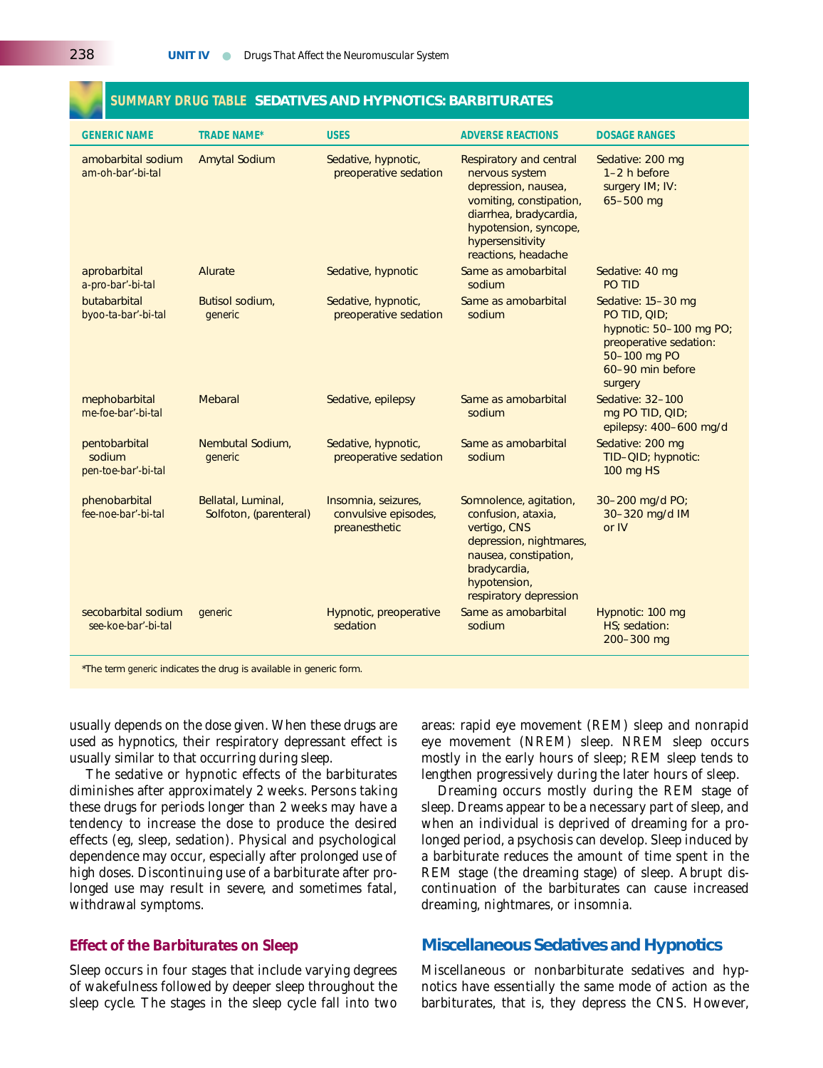## SUMMARY DRUG TABLE SEDATIVES AND HYPNOTICS: BARBITURATES

| GENERIC NAME | TRADE NAME* | USES | ADVERSE REACTIONS | DOSAGE RANGES |
|---|---|---|---|---|
| amobarbital sodium am-oh-bar'-bi-tal | Amytal Sodium | Sedative, hypnotic, preoperative sedation | Respiratory and central nervous system depression, nausea, vomiting, constipation, diarrhea, bradycardia, hypotension, syncope, hypersensitivity reactions, headache | Sedative: 200 mg 1–2 h before surgery IM; IV: 65–500 mg |
| aprobarbital a-pro-bar'-bi-tal | Alurate | Sedative, hypnotic | Same as amobarbital sodium | Sedative: 40 mg PO TID |
| butabarbital byoo-ta-bar'-bi-tal | Butisol sodium, generic | Sedative, hypnotic, preoperative sedation | Same as amobarbital sodium | Sedative: 15–30 mg PO TID, QID; hypnotic: 50–100 mg PO; preoperative sedation: 50–100 mg PO 60–90 min before surgery |
| mephobarbital me-foe-bar'-bi-tal | Mebaral | Sedative, epilepsy | Same as amobarbital sodium | Sedative: 32–100 mg PO TID, QID; epilepsy: 400–600 mg/d |
| pentobarbital sodium pen-toe-bar'-bi-tal | Nembutal Sodium, generic | Sedative, hypnotic, preoperative sedation | Same as amobarbital sodium | Sedative: 200 mg TID–QID; hypnotic: 100 mg HS |
| phenobarbital fee-noe-bar'-bi-tal | Bellatal, Luminal, Solfoton, (parenteral) | Insomnia, seizures, convulsive episodes, preanesthetic | Somnolence, agitation, confusion, ataxia, vertigo, CNS depression, nightmares, nausea, constipation, bradycardia, hypotension, respiratory depression | 30–200 mg/d PO; 30–320 mg/d IM or IV |
| secobarbital sodium see-koe-bar'-bi-tal | generic | Hypnotic, preoperative sedation | Same as amobarbital sodium | Hypnotic: 100 mg HS; sedation: 200–300 mg |

*The term *generic* indicates the drug is available in generic form.

usually depends on the dose given. When these drugs are used as hypnotics, their respiratory depressant effect is usually similar to that occurring during sleep.

The sedative or hypnotic effects of the barbiturates diminishes after approximately 2 weeks. Persons taking these drugs for periods longer than 2 weeks may have a tendency to increase the dose to produce the desired effects (eg, sleep, sedation). Physical and psychological dependence may occur, especially after prolonged use of high doses. Discontinuing use of a barbiturate after prolonged use may result in severe, and sometimes fatal, withdrawal symptoms.

### Effect of the Barbiturates on Sleep

Sleep occurs in four stages that include varying degrees of wakefulness followed by deeper sleep throughout the sleep cycle. The stages in the sleep cycle fall into two areas: rapid eye movement (REM) sleep and nonrapid eye movement (NREM) sleep. NREM sleep occurs mostly in the early hours of sleep; REM sleep tends to lengthen progressively during the later hours of sleep.

Dreaming occurs mostly during the REM stage of sleep. Dreams appear to be a necessary part of sleep, and when an individual is deprived of dreaming for a prolonged period, a psychosis can develop. Sleep induced by a barbiturate reduces the amount of time spent in the REM stage (the dreaming stage) of sleep. Abrupt discontinuation of the barbiturates can cause increased dreaming, nightmares, or insomnia.

## Miscellaneous Sedatives and Hypnotics

Miscellaneous or nonbarbiturate sedatives and hypnotics have essentially the same mode of action as the barbiturates, that is, they depress the CNS. However,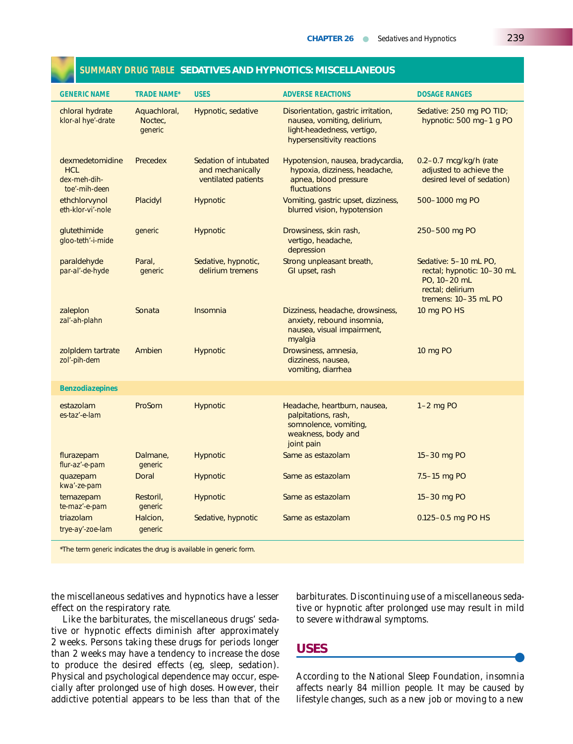## SUMMARY DRUG TABLE SEDATIVES AND HYPNOTICS: MISCELLANEOUS

| GENERIC NAME | TRADE NAME* | USES | ADVERSE REACTIONS | DOSAGE RANGES |
|---|---|---|---|---|
| chloral hydrate klor-al hye'-drate | Aquachloral, Noctec, generic | Hypnotic, sedative | Disorientation, gastric irritation, nausea, vomiting, delirium, light-headedness, vertigo, hypersensitivity reactions | Sedative: 250 mg PO TID; hypnotic: 500 mg–1 g PO |
| dexmedetomidine HCL dex-meh-dih-toe'-mih-deen | Precedex | Sedation of intubated and mechanically ventilated patients | Hypotension, nausea, bradycardia, hypoxia, dizziness, headache, apnea, blood pressure fluctuations | 0.2–0.7 mcg/kg/h (rate adjusted to achieve the desired level of sedation) |
| ethchlorvynol eth-klor-vi'-nole | Placidyl | Hypnotic | Vomiting, gastric upset, dizziness, blurred vision, hypotension | 500–1000 mg PO |
| glutethimide gloo-teth'-i-mide | generic | Hypnotic | Drowsiness, skin rash, vertigo, headache, depression | 250–500 mg PO |
| paraldehyde par-al'-de-hyde | Paral, generic | Sedative, hypnotic, delirium tremens | Strong unpleasant breath, GI upset, rash | Sedative: 5–10 mL PO, rectal; hypnotic: 10–30 mL PO, 10–20 mL rectal; delirium tremens: 10–35 mL PO |
| zaleplon zal'-ah-plahn | Sonata | Insomnia | Dizziness, headache, drowsiness, anxiety, rebound insomnia, nausea, visual impairment, myalgia | 10 mg PO HS |
| zolpldem tartrate zol'-pih-dem | Ambien | Hypnotic | Drowsiness, amnesia, dizziness, nausea, vomiting, diarrhea | 10 mg PO |
| **Benzodiazepines** | | | | |
| estazolam es-taz'-e-lam | ProSom | Hypnotic | Headache, heartburn, nausea, palpitations, rash, somnolence, vomiting, weakness, body and joint pain | 1–2 mg PO |
| flurazepam flur-az'-e-pam | Dalmane, generic | Hypnotic | Same as estazolam | 15–30 mg PO |
| quazepam kwa'-ze-pam | Doral | Hypnotic | Same as estazolam | 7.5–15 mg PO |
| temazepam te-maz'-e-pam | Restoril, generic | Hypnotic | Same as estazolam | 15–30 mg PO |
| triazolam trye-ay'-zoe-lam | Halcion, generic | Sedative, hypnotic | Same as estazolam | 0.125–0.5 mg PO HS |

*The term generic indicates the drug is available in generic form.

the miscellaneous sedatives and hypnotics have a lesser effect on the respiratory rate.

Like the barbiturates, the miscellaneous drugs' sedative or hypnotic effects diminish after approximately 2 weeks. Persons taking these drugs for periods longer than 2 weeks may have a tendency to increase the dose to produce the desired effects (eg, sleep, sedation). Physical and psychological dependence may occur, especially after prolonged use of high doses. However, their addictive potential appears to be less than that of the barbiturates. Discontinuing use of a miscellaneous sedative or hypnotic after prolonged use may result in mild to severe withdrawal symptoms.

## USES

According to the National Sleep Foundation, insomnia affects nearly 84 million people. It may be caused by lifestyle changes, such as a new job or moving to a new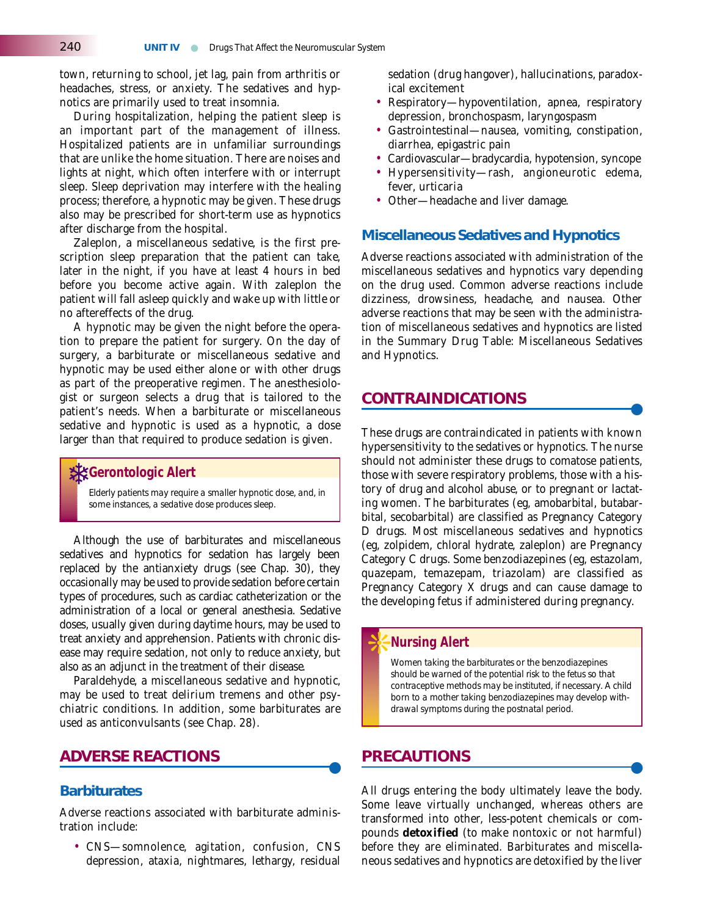town, returning to school, jet lag, pain from arthritis or headaches, stress, or anxiety. The sedatives and hypnotics are primarily used to treat insomnia.

During hospitalization, helping the patient sleep is an important part of the management of illness. Hospitalized patients are in unfamiliar surroundings that are unlike the home situation. There are noises and lights at night, which often interfere with or interrupt sleep. Sleep deprivation may interfere with the healing process; therefore, a hypnotic may be given. These drugs also may be prescribed for short-term use as hypnotics after discharge from the hospital.

Zaleplon, a miscellaneous sedative, is the first prescription sleep preparation that the patient can take, later in the night, if you have at least 4 hours in bed before you become active again. With zaleplon the patient will fall asleep quickly and wake up with little or no aftereffects of the drug.

A hypnotic may be given the night before the operation to prepare the patient for surgery. On the day of surgery, a barbiturate or miscellaneous sedative and hypnotic may be used either alone or with other drugs as part of the preoperative regimen. The anesthesiologist or surgeon selects a drug that is tailored to the patient's needs. When a barbiturate or miscellaneous sedative and hypnotic is used as a hypnotic, a dose larger than that required to produce sedation is given.

> **Gerontologic Alert**
>
> *Elderly patients may require a smaller hypnotic dose, and, in some instances, a sedative dose produces sleep.*

Although the use of barbiturates and miscellaneous sedatives and hypnotics for sedation has largely been replaced by the antianxiety drugs (see Chap. 30), they occasionally may be used to provide sedation before certain types of procedures, such as cardiac catheterization or the administration of a local or general anesthesia. Sedative doses, usually given during daytime hours, may be used to treat anxiety and apprehension. Patients with chronic disease may require sedation, not only to reduce anxiety, but also as an adjunct in the treatment of their disease.

Paraldehyde, a miscellaneous sedative and hypnotic, may be used to treat delirium tremens and other psychiatric conditions. In addition, some barbiturates are used as anticonvulsants (see Chap. 28).

## ADVERSE REACTIONS

### Barbiturates

Adverse reactions associated with barbiturate administration include:

- CNS—somnolence, agitation, confusion, CNS depression, ataxia, nightmares, lethargy, residual sedation (drug hangover), hallucinations, paradoxical excitement
- Respiratory—hypoventilation, apnea, respiratory depression, bronchospasm, laryngospasm
- Gastrointestinal—nausea, vomiting, constipation, diarrhea, epigastric pain
- Cardiovascular—bradycardia, hypotension, syncope
- Hypersensitivity—rash, angioneurotic edema, fever, urticaria
- Other—headache and liver damage.

### Miscellaneous Sedatives and Hypnotics

Adverse reactions associated with administration of the miscellaneous sedatives and hypnotics vary depending on the drug used. Common adverse reactions include dizziness, drowsiness, headache, and nausea. Other adverse reactions that may be seen with the administration of miscellaneous sedatives and hypnotics are listed in the Summary Drug Table: Miscellaneous Sedatives and Hypnotics.

## CONTRAINDICATIONS

These drugs are contraindicated in patients with known hypersensitivity to the sedatives or hypnotics. The nurse should not administer these drugs to comatose patients, those with severe respiratory problems, those with a history of drug and alcohol abuse, or to pregnant or lactating women. The barbiturates (eg, amobarbital, butabarbital, secobarbital) are classified as Pregnancy Category D drugs. Most miscellaneous sedatives and hypnotics (eg, zolpidem, chloral hydrate, zaleplon) are Pregnancy Category C drugs. Some benzodiazepines (eg, estazolam, quazepam, temazepam, triazolam) are classified as Pregnancy Category X drugs and can cause damage to the developing fetus if administered during pregnancy.

> **Nursing Alert**
>
> *Women taking the barbiturates or the benzodiazepines should be warned of the potential risk to the fetus so that contraceptive methods may be instituted, if necessary. A child born to a mother taking benzodiazepines may develop withdrawal symptoms during the postnatal period.*

## PRECAUTIONS

All drugs entering the body ultimately leave the body. Some leave virtually unchanged, whereas others are transformed into other, less-potent chemicals or compounds **detoxified** (to make nontoxic or not harmful) before they are eliminated. Barbiturates and miscellaneous sedatives and hypnotics are detoxified by the liver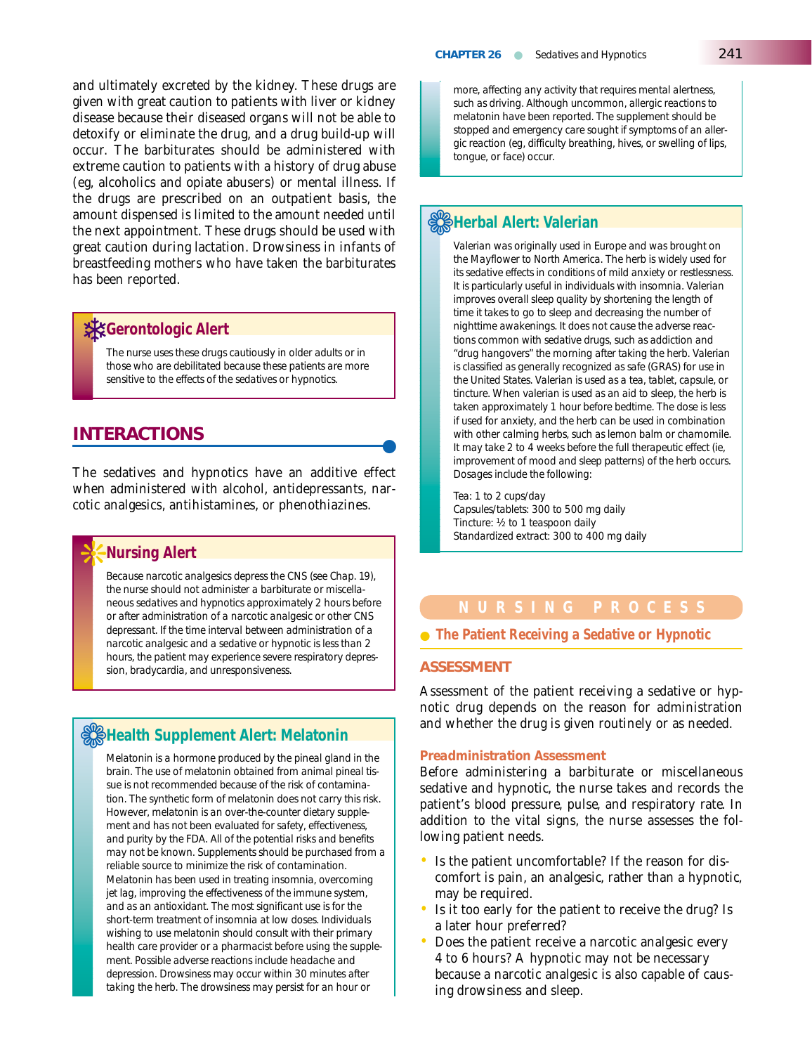and ultimately excreted by the kidney. These drugs are given with great caution to patients with liver or kidney disease because their diseased organs will not be able to detoxify or eliminate the drug, and a drug build-up will occur. The barbiturates should be administered with extreme caution to patients with a history of drug abuse (eg, alcoholics and opiate abusers) or mental illness. If the drugs are prescribed on an outpatient basis, the amount dispensed is limited to the amount needed until the next appointment. These drugs should be used with great caution during lactation. Drowsiness in infants of breastfeeding mothers who have taken the barbiturates has been reported.

### Gerontologic Alert

The nurse uses these drugs cautiously in older adults or in those who are debilitated because these patients are more sensitive to the effects of the sedatives or hypnotics.

## INTERACTIONS

The sedatives and hypnotics have an additive effect when administered with alcohol, antidepressants, narcotic analgesics, antihistamines, or phenothiazines.

### Nursing Alert

Because narcotic analgesics depress the CNS (see Chap. 19), the nurse should not administer a barbiturate or miscellaneous sedatives and hypnotics approximately 2 hours before or after administration of a narcotic analgesic or other CNS depressant. If the time interval between administration of a narcotic analgesic and a sedative or hypnotic is less than 2 hours, the patient may experience severe respiratory depression, bradycardia, and unresponsiveness.

### Health Supplement Alert: Melatonin

Melatonin is a hormone produced by the pineal gland in the brain. The use of melatonin obtained from animal pineal tissue is not recommended because of the risk of contamination. The synthetic form of melatonin does not carry this risk. However, melatonin is an over-the-counter dietary supplement and has not been evaluated for safety, effectiveness, and purity by the FDA. All of the potential risks and benefits may not be known. Supplements should be purchased from a reliable source to minimize the risk of contamination. Melatonin has been used in treating insomnia, overcoming jet lag, improving the effectiveness of the immune system, and as an antioxidant. The most significant use is for the short-term treatment of insomnia at low doses. Individuals wishing to use melatonin should consult with their primary health care provider or a pharmacist before using the supplement. Possible adverse reactions include headache and depression. Drowsiness may occur within 30 minutes after taking the herb. The drowsiness may persist for an hour or more, affecting any activity that requires mental alertness, such as driving. Although uncommon, allergic reactions to melatonin have been reported. The supplement should be stopped and emergency care sought if symptoms of an allergic reaction (eg, difficulty breathing, hives, or swelling of lips, tongue, or face) occur.

### Herbal Alert: Valerian

Valerian was originally used in Europe and was brought on the Mayflower to North America. The herb is widely used for its sedative effects in conditions of mild anxiety or restlessness. It is particularly useful in individuals with insomnia. Valerian improves overall sleep quality by shortening the length of time it takes to go to sleep and decreasing the number of nighttime awakenings. It does not cause the adverse reactions common with sedative drugs, such as addiction and "drug hangovers" the morning after taking the herb. Valerian is classified as generally recognized as safe (GRAS) for use in the United States. Valerian is used as a tea, tablet, capsule, or tincture. When valerian is used as an aid to sleep, the herb is taken approximately 1 hour before bedtime. The dose is less if used for anxiety, and the herb can be used in combination with other calming herbs, such as lemon balm or chamomile. It may take 2 to 4 weeks before the full therapeutic effect (ie, improvement of mood and sleep patterns) of the herb occurs. Dosages include the following:

Tea: 1 to 2 cups/day
Capsules/tablets: 300 to 500 mg daily
Tincture: ½ to 1 teaspoon daily
Standardized extract: 300 to 400 mg daily

## NURSING PROCESS

### The Patient Receiving a Sedative or Hypnotic

## ASSESSMENT

Assessment of the patient receiving a sedative or hypnotic drug depends on the reason for administration and whether the drug is given routinely or as needed.

### *Preadministration Assessment*

Before administering a barbiturate or miscellaneous sedative and hypnotic, the nurse takes and records the patient's blood pressure, pulse, and respiratory rate. In addition to the vital signs, the nurse assesses the following patient needs.

- Is the patient uncomfortable? If the reason for discomfort is pain, an analgesic, rather than a hypnotic, may be required.
- Is it too early for the patient to receive the drug? Is a later hour preferred?
- Does the patient receive a narcotic analgesic every 4 to 6 hours? A hypnotic may not be necessary because a narcotic analgesic is also capable of causing drowsiness and sleep.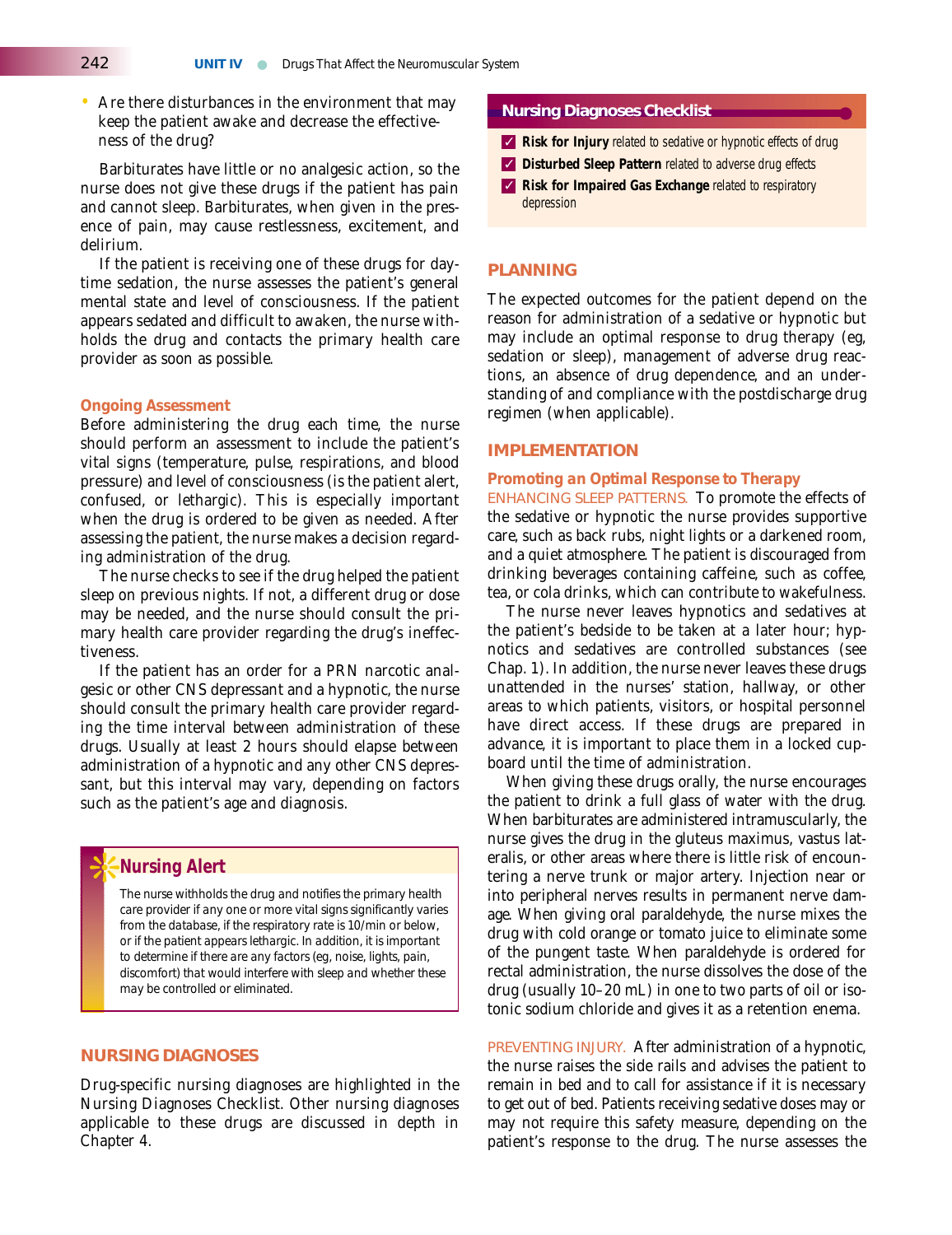- Are there disturbances in the environment that may keep the patient awake and decrease the effectiveness of the drug?

Barbiturates have little or no analgesic action, so the nurse does not give these drugs if the patient has pain and cannot sleep. Barbiturates, when given in the presence of pain, may cause restlessness, excitement, and delirium.

If the patient is receiving one of these drugs for daytime sedation, the nurse assesses the patient's general mental state and level of consciousness. If the patient appears sedated and difficult to awaken, the nurse withholds the drug and contacts the primary health care provider as soon as possible.

### Ongoing Assessment

Before administering the drug each time, the nurse should perform an assessment to include the patient's vital signs (temperature, pulse, respirations, and blood pressure) and level of consciousness (is the patient alert, confused, or lethargic). This is especially important when the drug is ordered to be given as needed. After assessing the patient, the nurse makes a decision regarding administration of the drug.

The nurse checks to see if the drug helped the patient sleep on previous nights. If not, a different drug or dose may be needed, and the nurse should consult the primary health care provider regarding the drug's ineffectiveness.

If the patient has an order for a PRN narcotic analgesic or other CNS depressant and a hypnotic, the nurse should consult the primary health care provider regarding the time interval between administration of these drugs. Usually at least 2 hours should elapse between administration of a hypnotic and any other CNS depressant, but this interval may vary, depending on factors such as the patient's age and diagnosis.

> **Nursing Alert**
>
> The nurse withholds the drug and notifies the primary health care provider if any one or more vital signs significantly varies from the database, if the respiratory rate is 10/min or below, or if the patient appears lethargic. In addition, it is important to determine if there are any factors (eg, noise, lights, pain, discomfort) that would interfere with sleep and whether these may be controlled or eliminated.

## NURSING DIAGNOSES

Drug-specific nursing diagnoses are highlighted in the Nursing Diagnoses Checklist. Other nursing diagnoses applicable to these drugs are discussed in depth in Chapter 4.

> **Nursing Diagnoses Checklist**
>
> ✓ **Risk for Injury** related to sedative or hypnotic effects of drug
>
> ✓ **Disturbed Sleep Pattern** related to adverse drug effects
>
> ✓ **Risk for Impaired Gas Exchange** related to respiratory depression

## PLANNING

The expected outcomes for the patient depend on the reason for administration of a sedative or hypnotic but may include an optimal response to drug therapy (eg, sedation or sleep), management of adverse drug reactions, an absence of drug dependence, and an understanding of and compliance with the postdischarge drug regimen (when applicable).

## IMPLEMENTATION

### *Promoting an Optimal Response to Therapy*

ENHANCING SLEEP PATTERNS. To promote the effects of the sedative or hypnotic the nurse provides supportive care, such as back rubs, night lights or a darkened room, and a quiet atmosphere. The patient is discouraged from drinking beverages containing caffeine, such as coffee, tea, or cola drinks, which can contribute to wakefulness.

The nurse never leaves hypnotics and sedatives at the patient's bedside to be taken at a later hour; hypnotics and sedatives are controlled substances (see Chap. 1). In addition, the nurse never leaves these drugs unattended in the nurses' station, hallway, or other areas to which patients, visitors, or hospital personnel have direct access. If these drugs are prepared in advance, it is important to place them in a locked cupboard until the time of administration.

When giving these drugs orally, the nurse encourages the patient to drink a full glass of water with the drug. When barbiturates are administered intramuscularly, the nurse gives the drug in the gluteus maximus, vastus lateralis, or other areas where there is little risk of encountering a nerve trunk or major artery. Injection near or into peripheral nerves results in permanent nerve damage. When giving oral paraldehyde, the nurse mixes the drug with cold orange or tomato juice to eliminate some of the pungent taste. When paraldehyde is ordered for rectal administration, the nurse dissolves the dose of the drug (usually 10–20 mL) in one to two parts of oil or isotonic sodium chloride and gives it as a retention enema.

PREVENTING INJURY. After administration of a hypnotic, the nurse raises the side rails and advises the patient to remain in bed and to call for assistance if it is necessary to get out of bed. Patients receiving sedative doses may or may not require this safety measure, depending on the patient's response to the drug. The nurse assesses the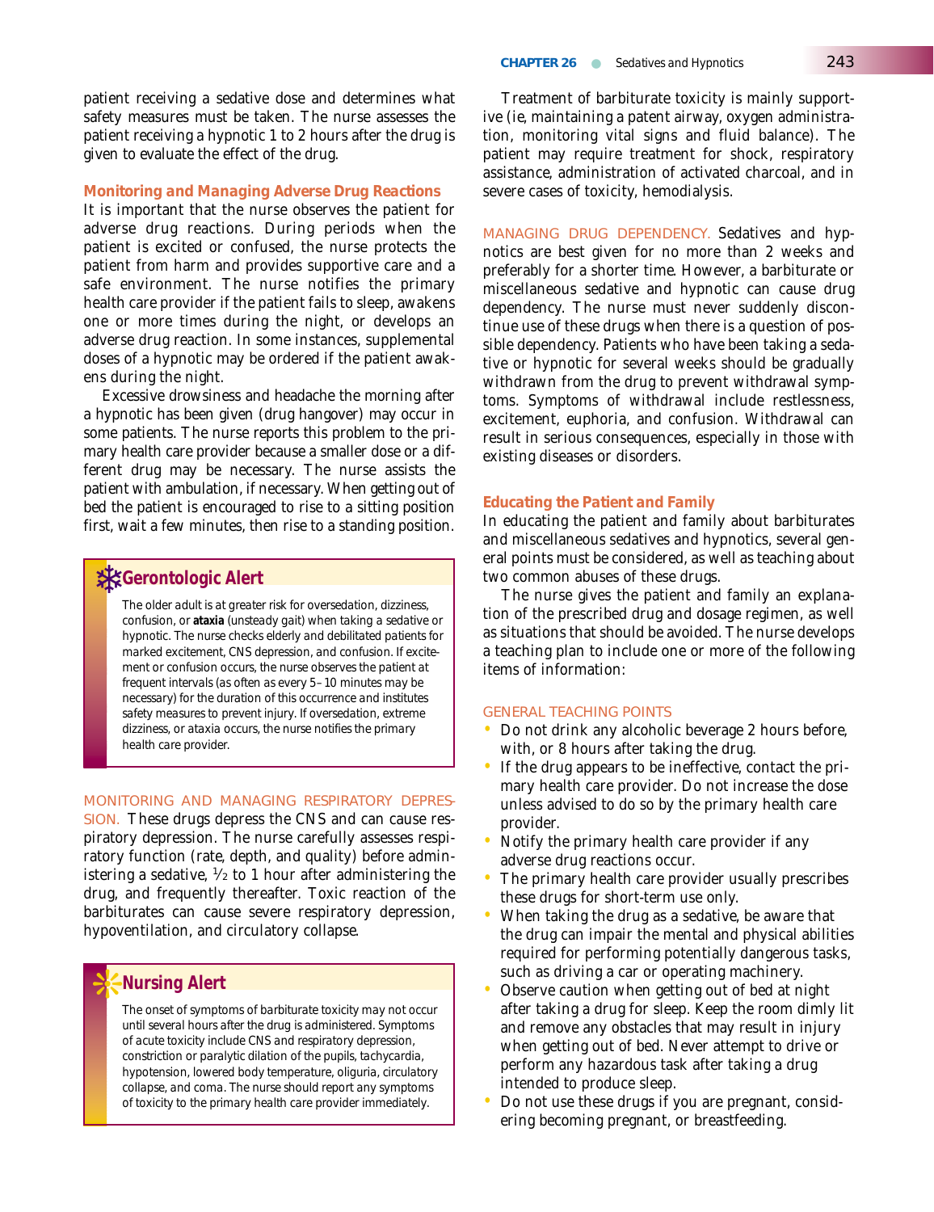patient receiving a sedative dose and determines what safety measures must be taken. The nurse assesses the patient receiving a hypnotic 1 to 2 hours after the drug is given to evaluate the effect of the drug.

### Monitoring and Managing Adverse Drug Reactions

It is important that the nurse observes the patient for adverse drug reactions. During periods when the patient is excited or confused, the nurse protects the patient from harm and provides supportive care and a safe environment. The nurse notifies the primary health care provider if the patient fails to sleep, awakens one or more times during the night, or develops an adverse drug reaction. In some instances, supplemental doses of a hypnotic may be ordered if the patient awakens during the night.

Excessive drowsiness and headache the morning after a hypnotic has been given (drug hangover) may occur in some patients. The nurse reports this problem to the primary health care provider because a smaller dose or a different drug may be necessary. The nurse assists the patient with ambulation, if necessary. When getting out of bed the patient is encouraged to rise to a sitting position first, wait a few minutes, then rise to a standing position.

> **Gerontologic Alert**
>
> The older adult is at greater risk for oversedation, dizziness, confusion, or **ataxia** (unsteady gait) when taking a sedative or hypnotic. The nurse checks elderly and debilitated patients for marked excitement, CNS depression, and confusion. If excitement or confusion occurs, the nurse observes the patient at frequent intervals (as often as every 5–10 minutes may be necessary) for the duration of this occurrence and institutes safety measures to prevent injury. If oversedation, extreme dizziness, or ataxia occurs, the nurse notifies the primary health care provider.

MONITORING AND MANAGING RESPIRATORY DEPRESSION. These drugs depress the CNS and can cause respiratory depression. The nurse carefully assesses respiratory function (rate, depth, and quality) before administering a sedative, ½ to 1 hour after administering the drug, and frequently thereafter. Toxic reaction of the barbiturates can cause severe respiratory depression, hypoventilation, and circulatory collapse.

> **Nursing Alert**
>
> The onset of symptoms of barbiturate toxicity may not occur until several hours after the drug is administered. Symptoms of acute toxicity include CNS and respiratory depression, constriction or paralytic dilation of the pupils, tachycardia, hypotension, lowered body temperature, oliguria, circulatory collapse, and coma. The nurse should report any symptoms of toxicity to the primary health care provider immediately.

Treatment of barbiturate toxicity is mainly supportive (ie, maintaining a patent airway, oxygen administration, monitoring vital signs and fluid balance). The patient may require treatment for shock, respiratory assistance, administration of activated charcoal, and in severe cases of toxicity, hemodialysis.

MANAGING DRUG DEPENDENCY. Sedatives and hypnotics are best given for no more than 2 weeks and preferably for a shorter time. However, a barbiturate or miscellaneous sedative and hypnotic can cause drug dependency. The nurse must never suddenly discontinue use of these drugs when there is a question of possible dependency. Patients who have been taking a sedative or hypnotic for several weeks should be gradually withdrawn from the drug to prevent withdrawal symptoms. Symptoms of withdrawal include restlessness, excitement, euphoria, and confusion. Withdrawal can result in serious consequences, especially in those with existing diseases or disorders.

### Educating the Patient and Family

In educating the patient and family about barbiturates and miscellaneous sedatives and hypnotics, several general points must be considered, as well as teaching about two common abuses of these drugs.

The nurse gives the patient and family an explanation of the prescribed drug and dosage regimen, as well as situations that should be avoided. The nurse develops a teaching plan to include one or more of the following items of information:

GENERAL TEACHING POINTS

- Do not drink any alcoholic beverage 2 hours before, with, or 8 hours after taking the drug.
- If the drug appears to be ineffective, contact the primary health care provider. Do not increase the dose unless advised to do so by the primary health care provider.
- Notify the primary health care provider if any adverse drug reactions occur.
- The primary health care provider usually prescribes these drugs for short-term use only.
- When taking the drug as a sedative, be aware that the drug can impair the mental and physical abilities required for performing potentially dangerous tasks, such as driving a car or operating machinery.
- Observe caution when getting out of bed at night after taking a drug for sleep. Keep the room dimly lit and remove any obstacles that may result in injury when getting out of bed. Never attempt to drive or perform any hazardous task after taking a drug intended to produce sleep.
- Do not use these drugs if you are pregnant, considering becoming pregnant, or breastfeeding.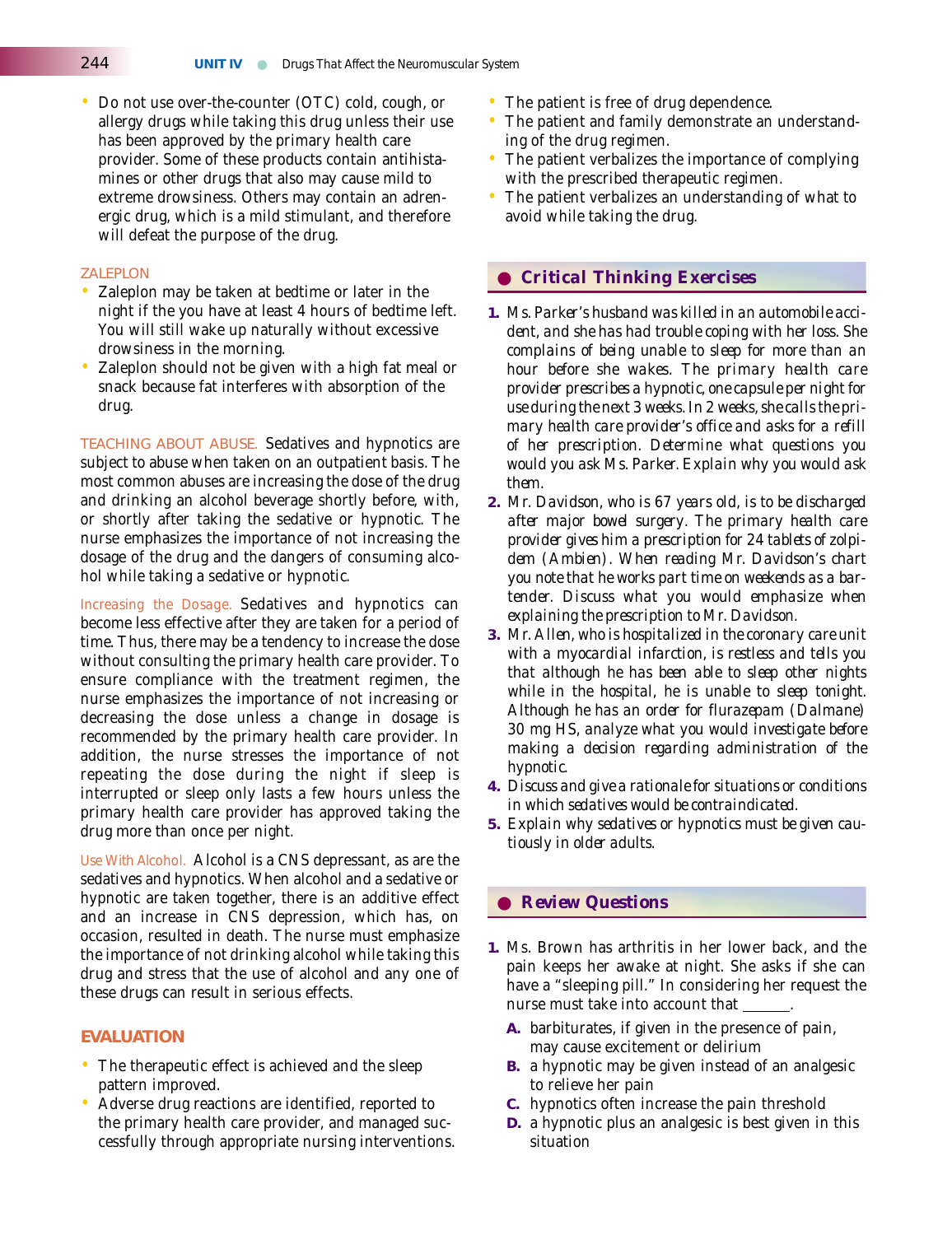- Do not use over-the-counter (OTC) cold, cough, or allergy drugs while taking this drug unless their use has been approved by the primary health care provider. Some of these products contain antihistamines or other drugs that also may cause mild to extreme drowsiness. Others may contain an adrenergic drug, which is a mild stimulant, and therefore will defeat the purpose of the drug.

ZALEPLON

- Zaleplon may be taken at bedtime or later in the night if the you have at least 4 hours of bedtime left. You will still wake up naturally without excessive drowsiness in the morning.
- Zaleplon should not be given with a high fat meal or snack because fat interferes with absorption of the drug.

TEACHING ABOUT ABUSE. Sedatives and hypnotics are subject to abuse when taken on an outpatient basis. The most common abuses are increasing the dose of the drug and drinking an alcohol beverage shortly before, with, or shortly after taking the sedative or hypnotic. The nurse emphasizes the importance of not increasing the dosage of the drug and the dangers of consuming alcohol while taking a sedative or hypnotic.

Increasing the Dosage. Sedatives and hypnotics can become less effective after they are taken for a period of time. Thus, there may be a tendency to increase the dose without consulting the primary health care provider. To ensure compliance with the treatment regimen, the nurse emphasizes the importance of not increasing or decreasing the dose unless a change in dosage is recommended by the primary health care provider. In addition, the nurse stresses the importance of not repeating the dose during the night if sleep is interrupted or sleep only lasts a few hours unless the primary health care provider has approved taking the drug more than once per night.

Use With Alcohol. Alcohol is a CNS depressant, as are the sedatives and hypnotics. When alcohol and a sedative or hypnotic are taken together, there is an additive effect and an increase in CNS depression, which has, on occasion, resulted in death. The nurse must emphasize the importance of not drinking alcohol while taking this drug and stress that the use of alcohol and any one of these drugs can result in serious effects.

## EVALUATION

- The therapeutic effect is achieved and the sleep pattern improved.
- Adverse drug reactions are identified, reported to the primary health care provider, and managed successfully through appropriate nursing interventions.
- The patient is free of drug dependence.
- The patient and family demonstrate an understanding of the drug regimen.
- The patient verbalizes the importance of complying with the prescribed therapeutic regimen.
- The patient verbalizes an understanding of what to avoid while taking the drug.

## Critical Thinking Exercises

1. Ms. Parker's husband was killed in an automobile accident, and she has had trouble coping with her loss. She complains of being unable to sleep for more than an hour before she wakes. The primary health care provider prescribes a hypnotic, one capsule per night for use during the next 3 weeks. In 2 weeks, she calls the primary health care provider's office and asks for a refill of her prescription. Determine what questions you would you ask Ms. Parker. Explain why you would ask them.
2. Mr. Davidson, who is 67 years old, is to be discharged after major bowel surgery. The primary health care provider gives him a prescription for 24 tablets of zolpidem (Ambien). When reading Mr. Davidson's chart you note that he works part time on weekends as a bartender. Discuss what you would emphasize when explaining the prescription to Mr. Davidson.
3. Mr. Allen, who is hospitalized in the coronary care unit with a myocardial infarction, is restless and tells you that although he has been able to sleep other nights while in the hospital, he is unable to sleep tonight. Although he has an order for flurazepam (Dalmane) 30 mg HS, analyze what you would investigate before making a decision regarding administration of the hypnotic.
4. Discuss and give a rationale for situations or conditions in which sedatives would be contraindicated.
5. Explain why sedatives or hypnotics must be given cautiously in older adults.

## Review Questions

1. Ms. Brown has arthritis in her lower back, and the pain keeps her awake at night. She asks if she can have a "sleeping pill." In considering her request the nurse must take into account that ______.

   **A.** barbiturates, if given in the presence of pain, may cause excitement or delirium
   **B.** a hypnotic may be given instead of an analgesic to relieve her pain
   **C.** hypnotics often increase the pain threshold
   **D.** a hypnotic plus an analgesic is best given in this situation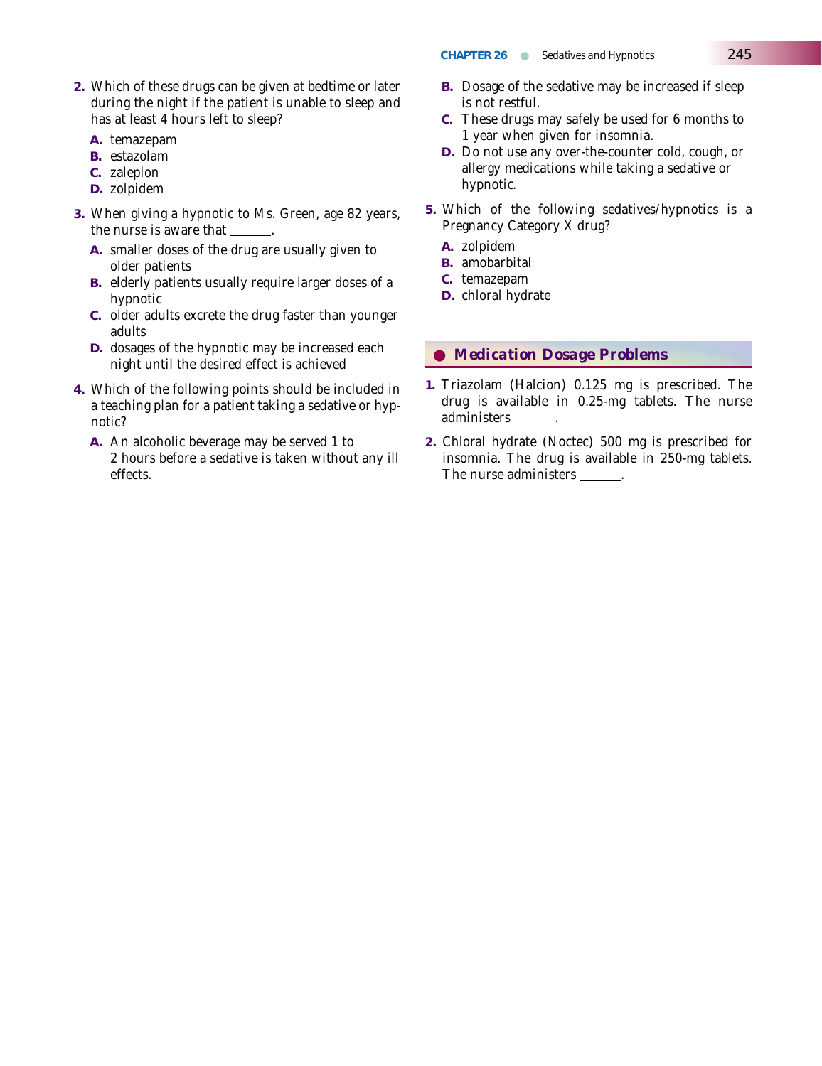2. Which of these drugs can be given at bedtime or later during the night if the patient is unable to sleep and has at least 4 hours left to sleep?
   - **A.** temazepam
   - **B.** estazolam
   - **C.** zaleplon
   - **D.** zolpidem

3. When giving a hypnotic to Ms. Green, age 82 years, the nurse is aware that ______.
   - **A.** smaller doses of the drug are usually given to older patients
   - **B.** elderly patients usually require larger doses of a hypnotic
   - **C.** older adults excrete the drug faster than younger adults
   - **D.** dosages of the hypnotic may be increased each night until the desired effect is achieved

4. Which of the following points should be included in a teaching plan for a patient taking a sedative or hypnotic?
   - **A.** An alcoholic beverage may be served 1 to 2 hours before a sedative is taken without any ill effects.
   - **B.** Dosage of the sedative may be increased if sleep is not restful.
   - **C.** These drugs may safely be used for 6 months to 1 year when given for insomnia.
   - **D.** Do not use any over-the-counter cold, cough, or allergy medications while taking a sedative or hypnotic.

5. Which of the following sedatives/hypnotics is a Pregnancy Category X drug?
   - **A.** zolpidem
   - **B.** amobarbital
   - **C.** temazepam
   - **D.** chloral hydrate

## Medication Dosage Problems

1. Triazolam (Halcion) 0.125 mg is prescribed. The drug is available in 0.25-mg tablets. The nurse administers ______.
2. Chloral hydrate (Noctec) 500 mg is prescribed for insomnia. The drug is available in 250-mg tablets. The nurse administers ______.